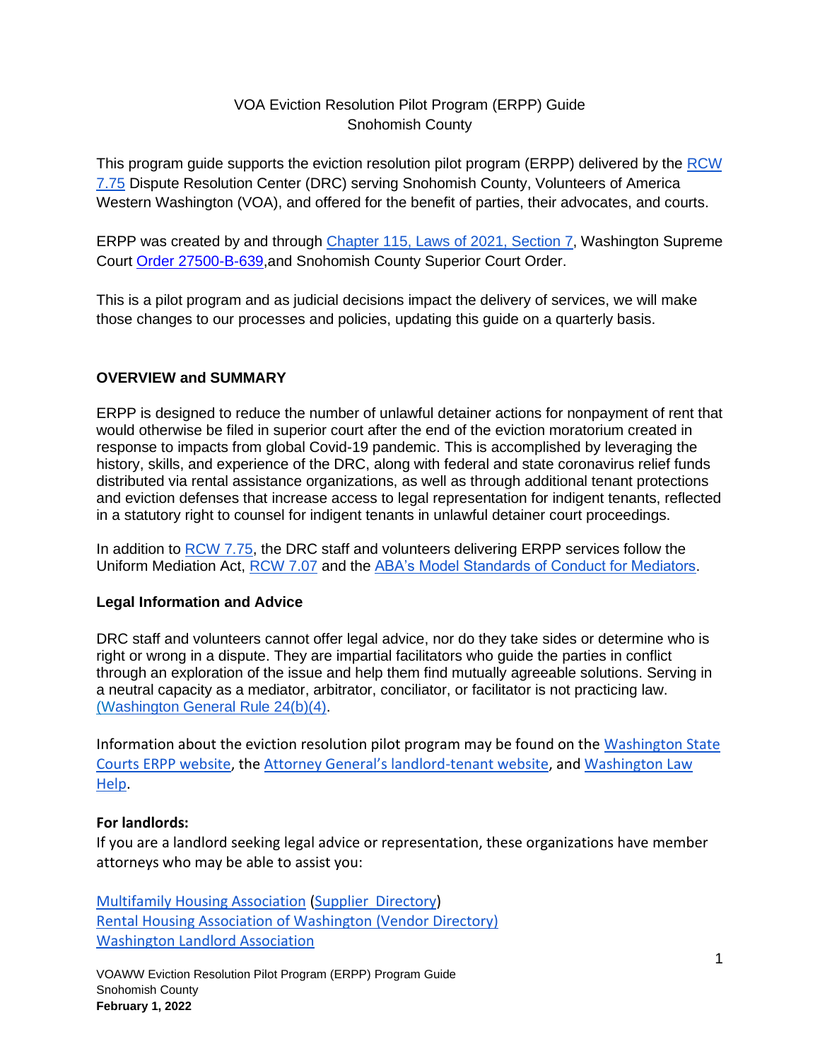VOA Eviction Resolution Pilot Program (ERPP) Guide
Snohomish County

This program guide supports the eviction resolution pilot program (ERPP) delivered by the RCW 7.75 Dispute Resolution Center (DRC) serving Snohomish County, Volunteers of America Western Washington (VOA), and offered for the benefit of parties, their advocates, and courts.

ERPP was created by and through Chapter 115, Laws of 2021, Section 7, Washington Supreme Court Order 27500-B-639,and Snohomish County Superior Court Order.

This is a pilot program and as judicial decisions impact the delivery of services, we will make those changes to our processes and policies, updating this guide on a quarterly basis.

## OVERVIEW and SUMMARY

ERPP is designed to reduce the number of unlawful detainer actions for nonpayment of rent that would otherwise be filed in superior court after the end of the eviction moratorium created in response to impacts from global Covid-19 pandemic. This is accomplished by leveraging the history, skills, and experience of the DRC, along with federal and state coronavirus relief funds distributed via rental assistance organizations, as well as through additional tenant protections and eviction defenses that increase access to legal representation for indigent tenants, reflected in a statutory right to counsel for indigent tenants in unlawful detainer court proceedings.

In addition to RCW 7.75, the DRC staff and volunteers delivering ERPP services follow the Uniform Mediation Act, RCW 7.07 and the ABA's Model Standards of Conduct for Mediators.

### Legal Information and Advice

DRC staff and volunteers cannot offer legal advice, nor do they take sides or determine who is right or wrong in a dispute. They are impartial facilitators who guide the parties in conflict through an exploration of the issue and help them find mutually agreeable solutions. Serving in a neutral capacity as a mediator, arbitrator, conciliator, or facilitator is not practicing law. (Washington General Rule 24(b)(4).

Information about the eviction resolution pilot program may be found on the Washington State Courts ERPP website, the Attorney General's landlord-tenant website, and Washington Law Help.

### For landlords:

If you are a landlord seeking legal advice or representation, these organizations have member attorneys who may be able to assist you:

Multifamily Housing Association (Supplier Directory)
Rental Housing Association of Washington (Vendor Directory)
Washington Landlord Association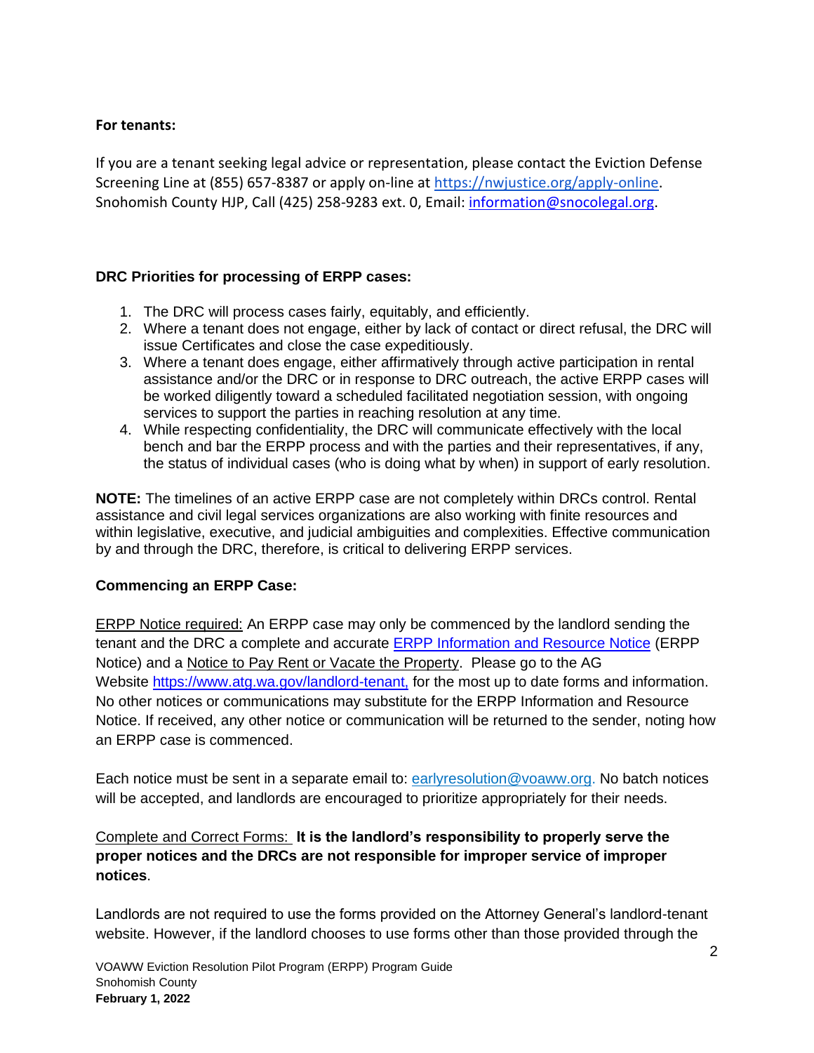**For tenants:**

If you are a tenant seeking legal advice or representation, please contact the Eviction Defense Screening Line at (855) 657-8387 or apply on-line at https://nwjustice.org/apply-online. Snohomish County HJP, Call (425) 258-9283 ext. 0, Email: information@snocolegal.org.

**DRC Priorities for processing of ERPP cases:**

1. The DRC will process cases fairly, equitably, and efficiently.
2. Where a tenant does not engage, either by lack of contact or direct refusal, the DRC will issue Certificates and close the case expeditiously.
3. Where a tenant does engage, either affirmatively through active participation in rental assistance and/or the DRC or in response to DRC outreach, the active ERPP cases will be worked diligently toward a scheduled facilitated negotiation session, with ongoing services to support the parties in reaching resolution at any time.
4. While respecting confidentiality, the DRC will communicate effectively with the local bench and bar the ERPP process and with the parties and their representatives, if any, the status of individual cases (who is doing what by when) in support of early resolution.

**NOTE:** The timelines of an active ERPP case are not completely within DRCs control. Rental assistance and civil legal services organizations are also working with finite resources and within legislative, executive, and judicial ambiguities and complexities. Effective communication by and through the DRC, therefore, is critical to delivering ERPP services.

**Commencing an ERPP Case:**

<u>ERPP Notice required:</u> An ERPP case may only be commenced by the landlord sending the tenant and the DRC a complete and accurate ERPP Information and Resource Notice (ERPP Notice) and a <u>Notice to Pay Rent or Vacate the Property</u>. Please go to the AG Website https://www.atg.wa.gov/landlord-tenant, for the most up to date forms and information. No other notices or communications may substitute for the ERPP Information and Resource Notice. If received, any other notice or communication will be returned to the sender, noting how an ERPP case is commenced.

Each notice must be sent in a separate email to: earlyresolution@voaww.org. No batch notices will be accepted, and landlords are encouraged to prioritize appropriately for their needs.

<u>Complete and Correct Forms:</u> **It is the landlord's responsibility to properly serve the proper notices and the DRCs are not responsible for improper service of improper notices**.

Landlords are not required to use the forms provided on the Attorney General's landlord-tenant website. However, if the landlord chooses to use forms other than those provided through the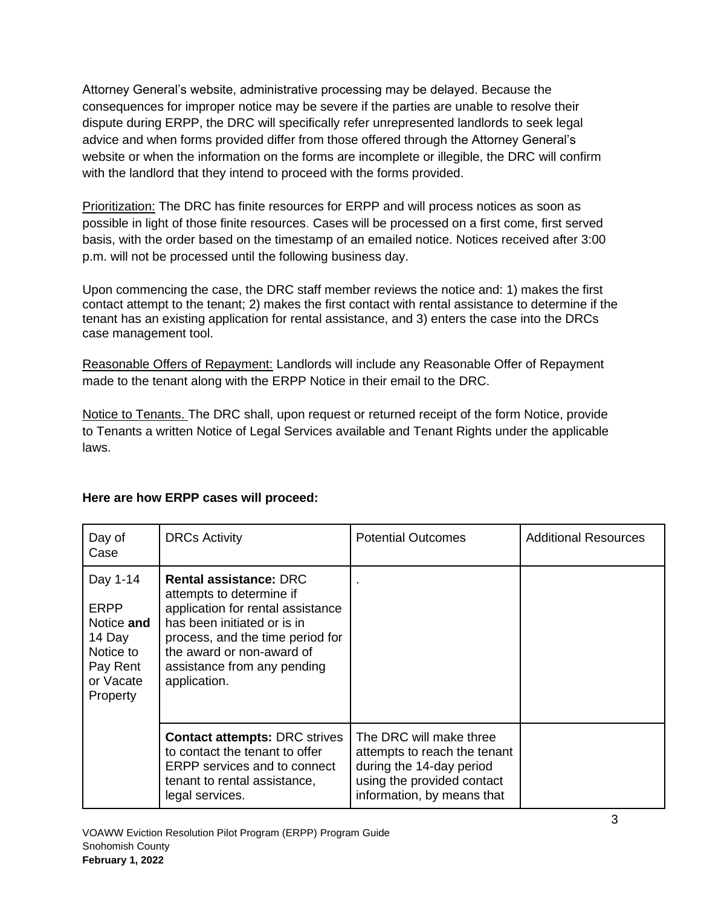Attorney General's website, administrative processing may be delayed. Because the consequences for improper notice may be severe if the parties are unable to resolve their dispute during ERPP, the DRC will specifically refer unrepresented landlords to seek legal advice and when forms provided differ from those offered through the Attorney General's website or when the information on the forms are incomplete or illegible, the DRC will confirm with the landlord that they intend to proceed with the forms provided.

Prioritization: The DRC has finite resources for ERPP and will process notices as soon as possible in light of those finite resources. Cases will be processed on a first come, first served basis, with the order based on the timestamp of an emailed notice. Notices received after 3:00 p.m. will not be processed until the following business day.

Upon commencing the case, the DRC staff member reviews the notice and: 1) makes the first contact attempt to the tenant; 2) makes the first contact with rental assistance to determine if the tenant has an existing application for rental assistance, and 3) enters the case into the DRCs case management tool.

Reasonable Offers of Repayment: Landlords will include any Reasonable Offer of Repayment made to the tenant along with the ERPP Notice in their email to the DRC.

Notice to Tenants. The DRC shall, upon request or returned receipt of the form Notice, provide to Tenants a written Notice of Legal Services available and Tenant Rights under the applicable laws.

**Here are how ERPP cases will proceed:**

| Day of Case | DRCs Activity | Potential Outcomes | Additional Resources |
|---|---|---|---|
| Day 1-14 ERPP Notice **and** 14 Day Notice to Pay Rent or Vacate Property | **Rental assistance:** DRC attempts to determine if application for rental assistance has been initiated or is in process, and the time period for the award or non-award of assistance from any pending application. | . | |
| | **Contact attempts:** DRC strives to contact the tenant to offer ERPP services and to connect tenant to rental assistance, legal services. | The DRC will make three attempts to reach the tenant during the 14-day period using the provided contact information, by means that | |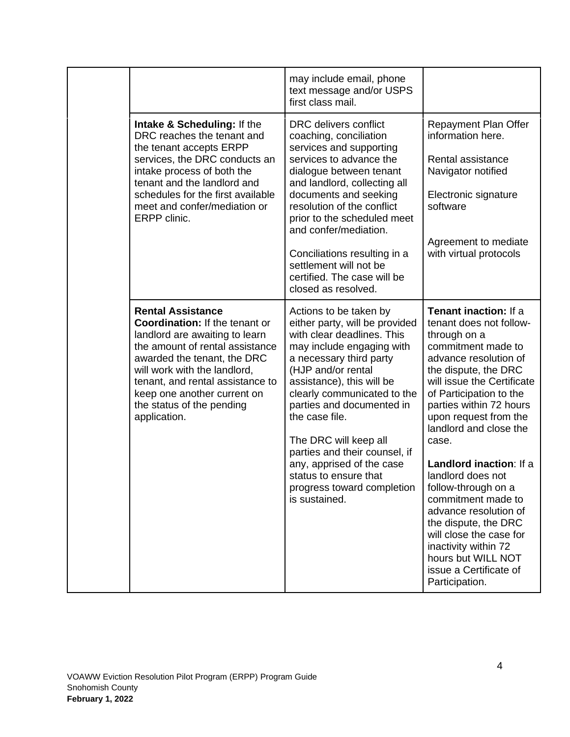| | | | |
|---|---|---|---|
| | | may include email, phone text message and/or USPS first class mail. | |
| | **Intake & Scheduling:** If the DRC reaches the tenant and the tenant accepts ERPP services, the DRC conducts an intake process of both the tenant and the landlord and schedules for the first available meet and confer/mediation or ERPP clinic. | DRC delivers conflict coaching, conciliation services and supporting services to advance the dialogue between tenant and landlord, collecting all documents and seeking resolution of the conflict prior to the scheduled meet and confer/mediation.<br><br>Conciliations resulting in a settlement will not be certified. The case will be closed as resolved. | Repayment Plan Offer information here.<br><br>Rental assistance Navigator notified<br><br>Electronic signature software<br><br>Agreement to mediate with virtual protocols |
| | **Rental Assistance Coordination:** If the tenant or landlord are awaiting to learn the amount of rental assistance awarded the tenant, the DRC will work with the landlord, tenant, and rental assistance to keep one another current on the status of the pending application. | Actions to be taken by either party, will be provided with clear deadlines. This may include engaging with a necessary third party (HJP and/or rental assistance), this will be clearly communicated to the parties and documented in the case file.<br><br>The DRC will keep all parties and their counsel, if any, apprised of the case status to ensure that progress toward completion is sustained. | **Tenant inaction:** If a tenant does not follow-through on a commitment made to advance resolution of the dispute, the DRC will issue the Certificate of Participation to the parties within 72 hours upon request from the landlord and close the case.<br><br>**Landlord inaction**: If a landlord does not follow-through on a commitment made to advance resolution of the dispute, the DRC will close the case for inactivity within 72 hours but WILL NOT issue a Certificate of Participation. |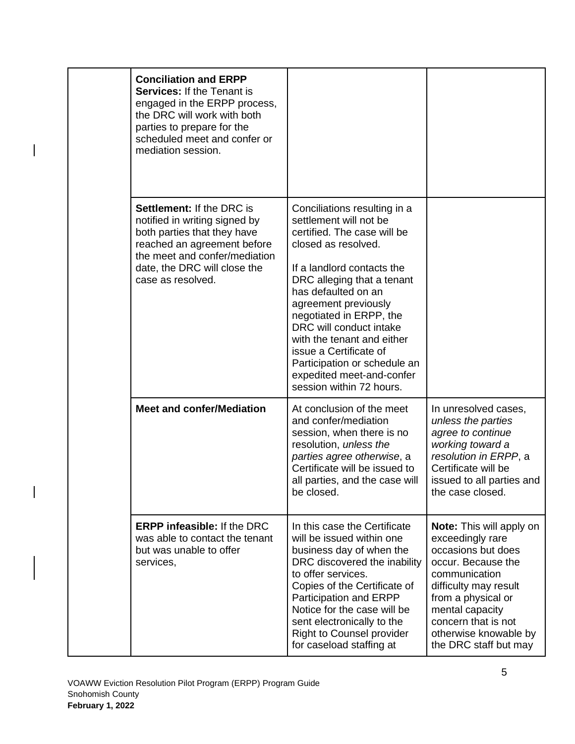| | | | |
|---|---|---|---|
| | **Conciliation and ERPP Services:** If the Tenant is engaged in the ERPP process, the DRC will work with both parties to prepare for the scheduled meet and confer or mediation session. | | |
| | **Settlement:** If the DRC is notified in writing signed by both parties that they have reached an agreement before the meet and confer/mediation date, the DRC will close the case as resolved. | Conciliations resulting in a settlement will not be certified. The case will be closed as resolved.<br><br>If a landlord contacts the DRC alleging that a tenant has defaulted on an agreement previously negotiated in ERPP, the DRC will conduct intake with the tenant and either issue a Certificate of Participation or schedule an expedited meet-and-confer session within 72 hours. | |
| | **Meet and confer/Mediation** | At conclusion of the meet and confer/mediation session, when there is no resolution, *unless the parties agree otherwise*, a Certificate will be issued to all parties, and the case will be closed. | In unresolved cases, *unless the parties agree to continue working toward a resolution in ERPP*, a Certificate will be issued to all parties and the case closed. |
| | **ERPP infeasible:** If the DRC was able to contact the tenant but was unable to offer services, | In this case the Certificate will be issued within one business day of when the DRC discovered the inability to offer services.<br>Copies of the Certificate of Participation and ERPP Notice for the case will be sent electronically to the Right to Counsel provider for caseload staffing at | **Note:** This will apply on exceedingly rare occasions but does occur. Because the communication difficulty may result from a physical or mental capacity concern that is not otherwise knowable by the DRC staff but may |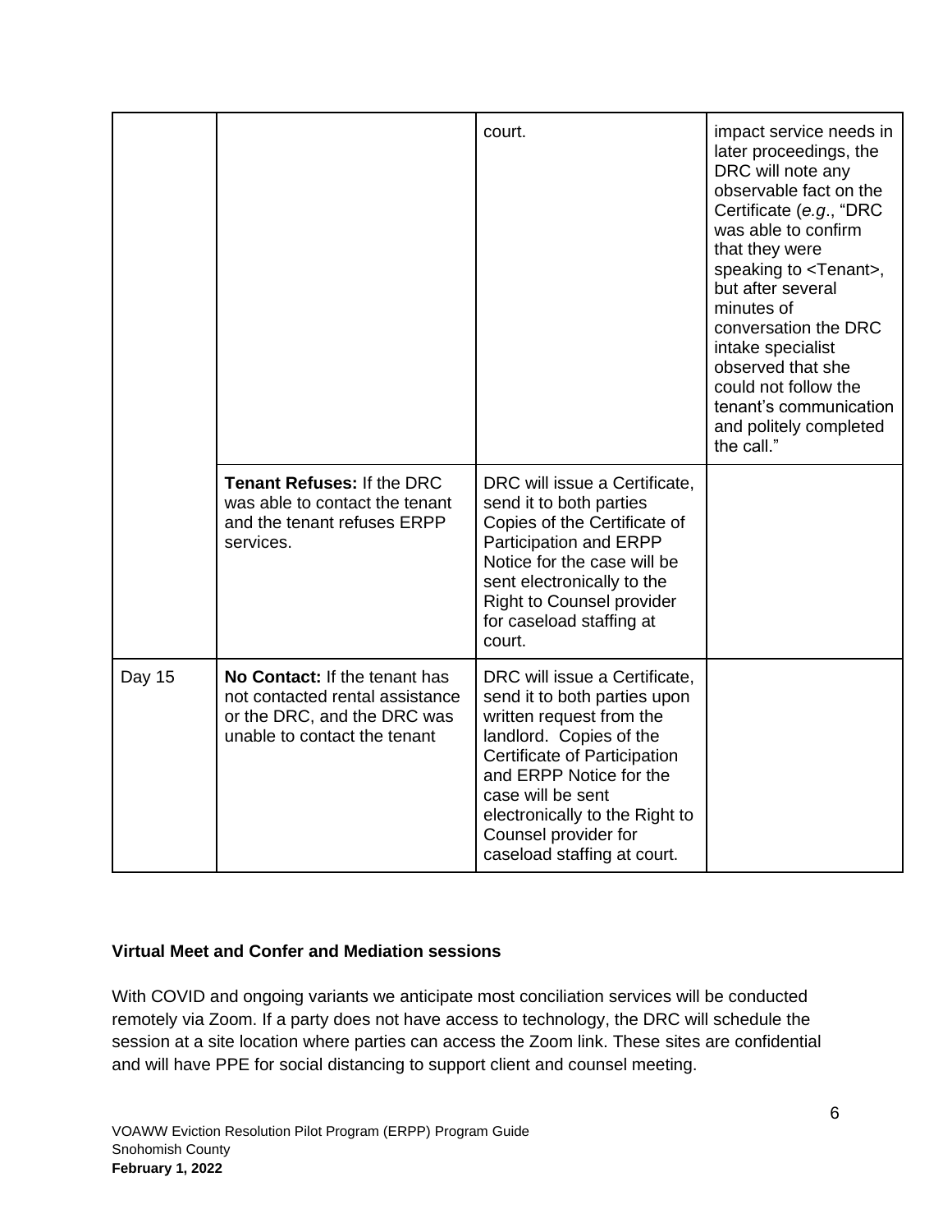| | | | |
|---|---|---|---|
| | | court. | impact service needs in later proceedings, the DRC will note any observable fact on the Certificate (*e.g*., "DRC was able to confirm that they were speaking to <Tenant>, but after several minutes of conversation the DRC intake specialist observed that she could not follow the tenant's communication and politely completed the call." |
| | **Tenant Refuses:** If the DRC was able to contact the tenant and the tenant refuses ERPP services. | DRC will issue a Certificate, send it to both parties Copies of the Certificate of Participation and ERPP Notice for the case will be sent electronically to the Right to Counsel provider for caseload staffing at court. | |
| Day 15 | **No Contact:** If the tenant has not contacted rental assistance or the DRC, and the DRC was unable to contact the tenant | DRC will issue a Certificate, send it to both parties upon written request from the landlord. Copies of the Certificate of Participation and ERPP Notice for the case will be sent electronically to the Right to Counsel provider for caseload staffing at court. | |

**Virtual Meet and Confer and Mediation sessions**

With COVID and ongoing variants we anticipate most conciliation services will be conducted remotely via Zoom. If a party does not have access to technology, the DRC will schedule the session at a site location where parties can access the Zoom link. These sites are confidential and will have PPE for social distancing to support client and counsel meeting.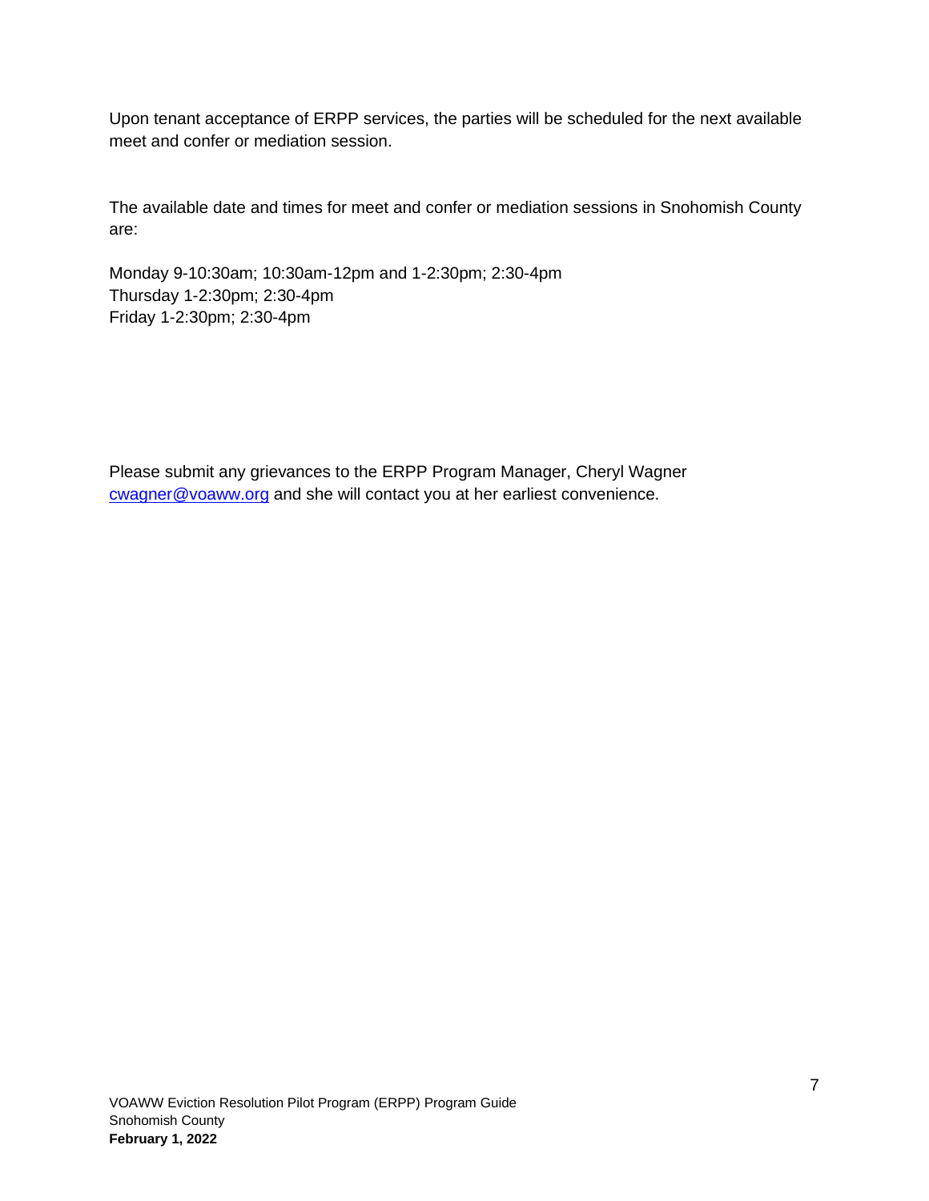Upon tenant acceptance of ERPP services, the parties will be scheduled for the next available meet and confer or mediation session.

The available date and times for meet and confer or mediation sessions in Snohomish County are:

Monday 9-10:30am; 10:30am-12pm and 1-2:30pm; 2:30-4pm
Thursday 1-2:30pm; 2:30-4pm
Friday 1-2:30pm; 2:30-4pm

Please submit any grievances to the ERPP Program Manager, Cheryl Wagner [cwagner@voaww.org](mailto:cwagner@voaww.org) and she will contact you at her earliest convenience.